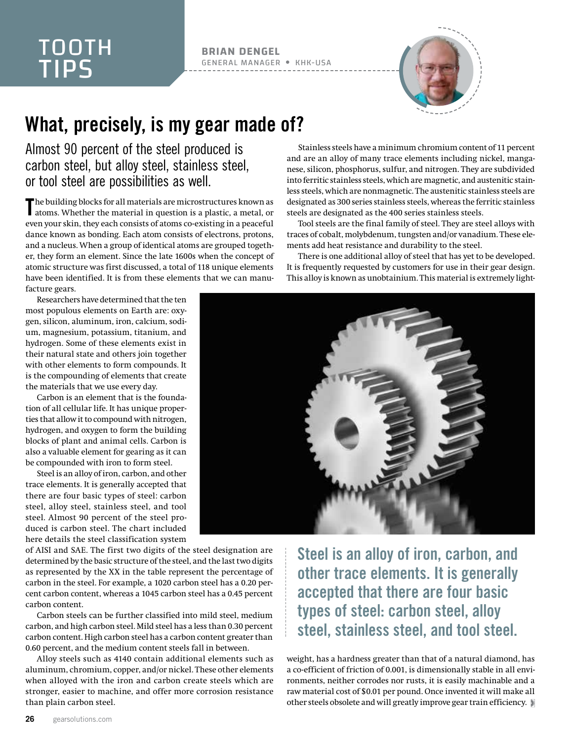TOOTH TIPS

**BRIAN DENGEL**
GENERAL MANAGER • KHK-USA

# What, precisely, is my gear made of?

## Almost 90 percent of the steel produced is carbon steel, but alloy steel, stainless steel, or tool steel are possibilities as well.

The building blocks for all materials are microstructures known as atoms. Whether the material in question is a plastic, a metal, or even your skin, they each consists of atoms co-existing in a peaceful dance known as bonding. Each atom consists of electrons, protons, and a nucleus. When a group of identical atoms are grouped together, they form an element. Since the late 1600s when the concept of atomic structure was first discussed, a total of 118 unique elements have been identified. It is from these elements that we can manufacture gears.

Researchers have determined that the ten most populous elements on Earth are: oxygen, silicon, aluminum, iron, calcium, sodium, magnesium, potassium, titanium, and hydrogen. Some of these elements exist in their natural state and others join together with other elements to form compounds. It is the compounding of elements that create the materials that we use every day.

Carbon is an element that is the foundation of all cellular life. It has unique properties that allow it to compound with nitrogen, hydrogen, and oxygen to form the building blocks of plant and animal cells. Carbon is also a valuable element for gearing as it can be compounded with iron to form steel.

Steel is an alloy of iron, carbon, and other trace elements. It is generally accepted that there are four basic types of steel: carbon steel, alloy steel, stainless steel, and tool steel. Almost 90 percent of the steel produced is carbon steel. The chart included here details the steel classification system of AISI and SAE. The first two digits of the steel designation are determined by the basic structure of the steel, and the last two digits as represented by the XX in the table represent the percentage of carbon in the steel. For example, a 1020 carbon steel has a 0.20 percent carbon content, whereas a 1045 carbon steel has a 0.45 percent carbon content.

Carbon steels can be further classified into mild steel, medium carbon, and high carbon steel. Mild steel has a less than 0.30 percent carbon content. High carbon steel has a carbon content greater than 0.60 percent, and the medium content steels fall in between.

Alloy steels such as 4140 contain additional elements such as aluminum, chromium, copper, and/or nickel. These other elements when alloyed with the iron and carbon create steels which are stronger, easier to machine, and offer more corrosion resistance than plain carbon steel.

Stainless steels have a minimum chromium content of 11 percent and are an alloy of many trace elements including nickel, manganese, silicon, phosphorus, sulfur, and nitrogen. They are subdivided into ferritic stainless steels, which are magnetic, and austenitic stainless steels, which are nonmagnetic. The austenitic stainless steels are designated as 300 series stainless steels, whereas the ferritic stainless steels are designated as the 400 series stainless steels.

Tool steels are the final family of steel. They are steel alloys with traces of cobalt, molybdenum, tungsten and/or vanadium. These elements add heat resistance and durability to the steel.

There is one additional alloy of steel that has yet to be developed. It is frequently requested by customers for use in their gear design. This alloy is known as unobtainium. This material is extremely lightweight, has a hardness greater than that of a natural diamond, has a co-efficient of friction of 0.001, is dimensionally stable in all environments, neither corrodes nor rusts, it is easily machinable and a raw material cost of $0.01 per pound. Once invented it will make all other steels obsolete and will greatly improve gear train efficiency.

**Steel is an alloy of iron, carbon, and other trace elements. It is generally accepted that there are four basic types of steel: carbon steel, alloy steel, stainless steel, and tool steel.**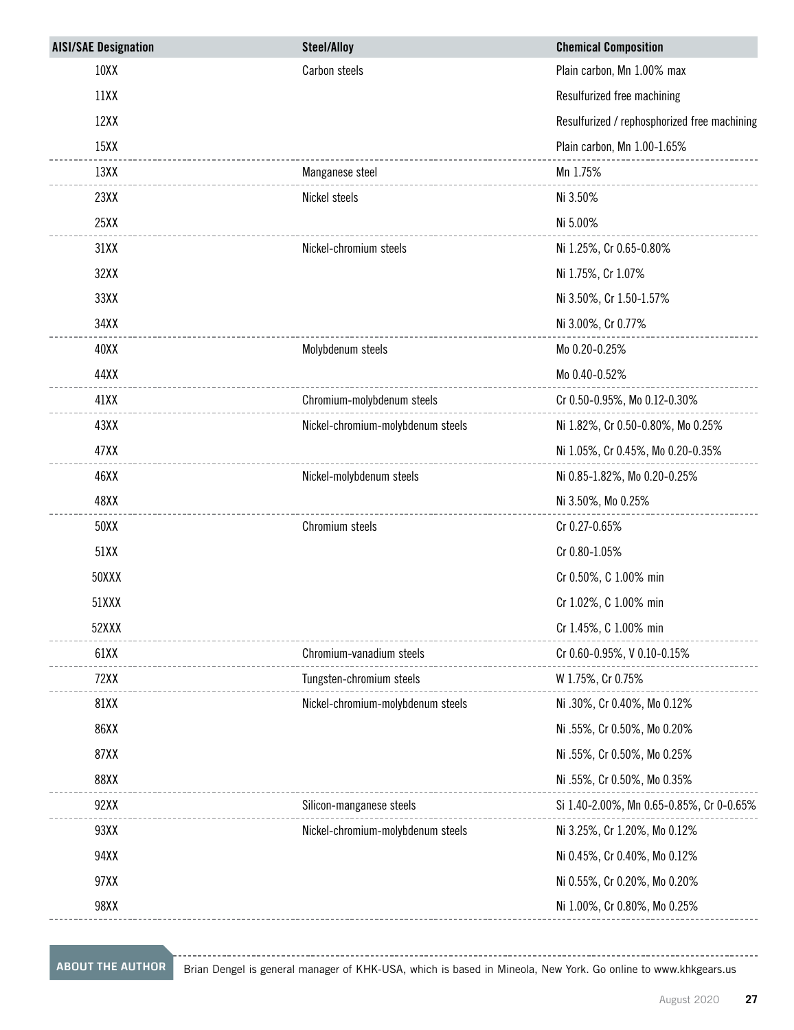| AISI/SAE Designation | Steel/Alloy | Chemical Composition |
|---|---|---|
| 10XX | Carbon steels | Plain carbon, Mn 1.00% max |
| 11XX | | Resulfurized free machining |
| 12XX | | Resulfurized / rephosphorized free machining |
| 15XX | | Plain carbon, Mn 1.00-1.65% |
| 13XX | Manganese steel | Mn 1.75% |
| 23XX | Nickel steels | Ni 3.50% |
| 25XX | | Ni 5.00% |
| 31XX | Nickel-chromium steels | Ni 1.25%, Cr 0.65-0.80% |
| 32XX | | Ni 1.75%, Cr 1.07% |
| 33XX | | Ni 3.50%, Cr 1.50-1.57% |
| 34XX | | Ni 3.00%, Cr 0.77% |
| 40XX | Molybdenum steels | Mo 0.20-0.25% |
| 44XX | | Mo 0.40-0.52% |
| 41XX | Chromium-molybdenum steels | Cr 0.50-0.95%, Mo 0.12-0.30% |
| 43XX | Nickel-chromium-molybdenum steels | Ni 1.82%, Cr 0.50-0.80%, Mo 0.25% |
| 47XX | | Ni 1.05%, Cr 0.45%, Mo 0.20-0.35% |
| 46XX | Nickel-molybdenum steels | Ni 0.85-1.82%, Mo 0.20-0.25% |
| 48XX | | Ni 3.50%, Mo 0.25% |
| 50XX | Chromium steels | Cr 0.27-0.65% |
| 51XX | | Cr 0.80-1.05% |
| 50XXX | | Cr 0.50%, C 1.00% min |
| 51XXX | | Cr 1.02%, C 1.00% min |
| 52XXX | | Cr 1.45%, C 1.00% min |
| 61XX | Chromium-vanadium steels | Cr 0.60-0.95%, V 0.10-0.15% |
| 72XX | Tungsten-chromium steels | W 1.75%, Cr 0.75% |
| 81XX | Nickel-chromium-molybdenum steels | Ni .30%, Cr 0.40%, Mo 0.12% |
| 86XX | | Ni .55%, Cr 0.50%, Mo 0.20% |
| 87XX | | Ni .55%, Cr 0.50%, Mo 0.25% |
| 88XX | | Ni .55%, Cr 0.50%, Mo 0.35% |
| 92XX | Silicon-manganese steels | Si 1.40-2.00%, Mn 0.65-0.85%, Cr 0-0.65% |
| 93XX | Nickel-chromium-molybdenum steels | Ni 3.25%, Cr 1.20%, Mo 0.12% |
| 94XX | | Ni 0.45%, Cr 0.40%, Mo 0.12% |
| 97XX | | Ni 0.55%, Cr 0.20%, Mo 0.20% |
| 98XX | | Ni 1.00%, Cr 0.80%, Mo 0.25% |

**ABOUT THE AUTHOR**

Brian Dengel is general manager of KHK-USA, which is based in Mineola, New York. Go online to www.khkgears.us